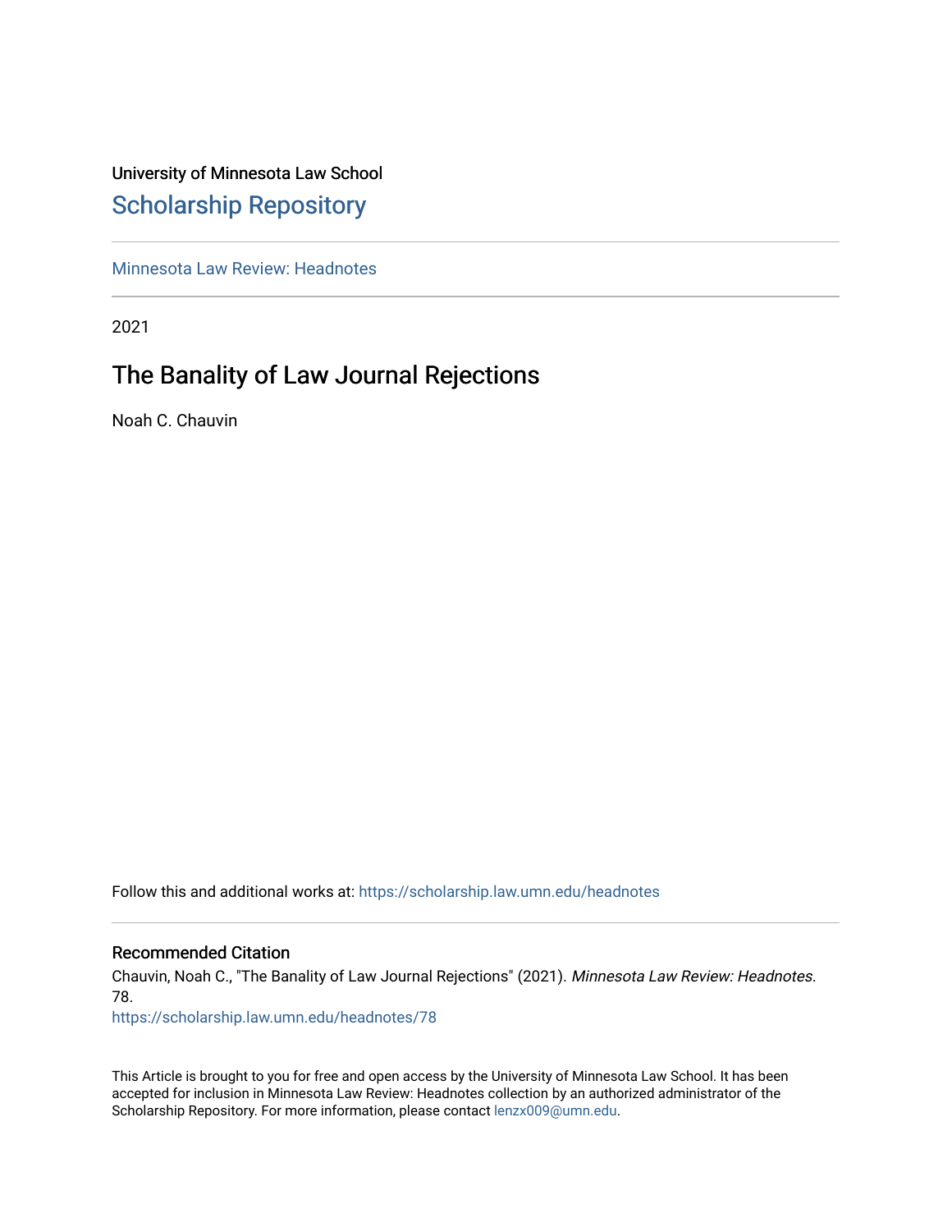University of Minnesota Law School

## Scholarship Repository

Minnesota Law Review: Headnotes

---

2021

# The Banality of Law Journal Rejections

Noah C. Chauvin

Follow this and additional works at: https://scholarship.law.umn.edu/headnotes

---

### Recommended Citation

Chauvin, Noah C., "The Banality of Law Journal Rejections" (2021). *Minnesota Law Review: Headnotes*. 78.
https://scholarship.law.umn.edu/headnotes/78

This Article is brought to you for free and open access by the University of Minnesota Law School. It has been accepted for inclusion in Minnesota Law Review: Headnotes collection by an authorized administrator of the Scholarship Repository. For more information, please contact lenzx009@umn.edu.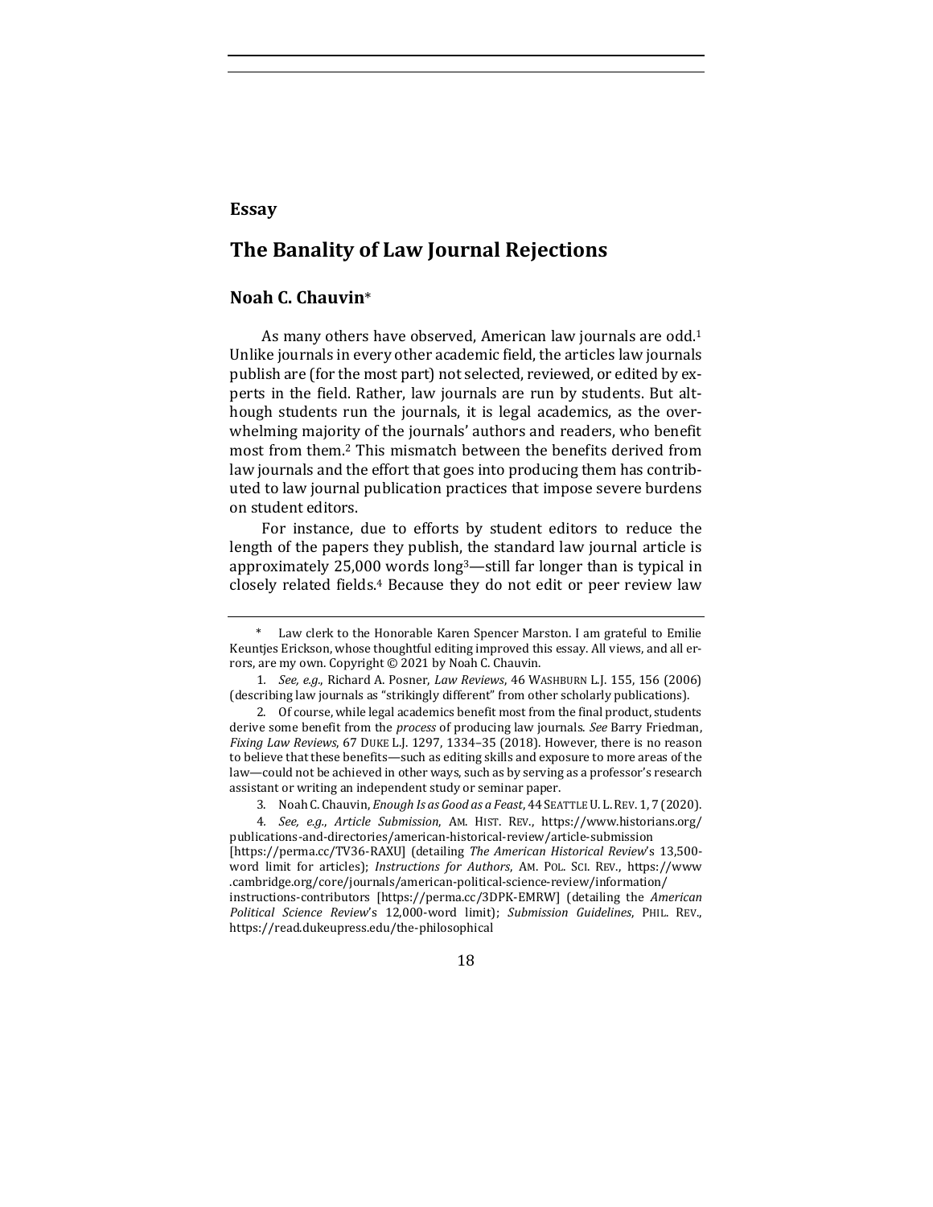**Essay**

# The Banality of Law Journal Rejections

## Noah C. Chauvin*

As many others have observed, American law journals are odd.[1] Unlike journals in every other academic field, the articles law journals publish are (for the most part) not selected, reviewed, or edited by experts in the field. Rather, law journals are run by students. But although students run the journals, it is legal academics, as the overwhelming majority of the journals' authors and readers, who benefit most from them.[2] This mismatch between the benefits derived from law journals and the effort that goes into producing them has contributed to law journal publication practices that impose severe burdens on student editors.

For instance, due to efforts by student editors to reduce the length of the papers they publish, the standard law journal article is approximately 25,000 words long[3]—still far longer than is typical in closely related fields.[4] Because they do not edit or peer review law

---

\* Law clerk to the Honorable Karen Spencer Marston. I am grateful to Emilie Keuntjes Erickson, whose thoughtful editing improved this essay. All views, and all errors, are my own. Copyright © 2021 by Noah C. Chauvin.

1. *See, e.g.*, Richard A. Posner, *Law Reviews*, 46 WASHBURN L.J. 155, 156 (2006) (describing law journals as "strikingly different" from other scholarly publications).

2. Of course, while legal academics benefit most from the final product, students derive some benefit from the *process* of producing law journals. *See* Barry Friedman, *Fixing Law Reviews*, 67 DUKE L.J. 1297, 1334–35 (2018). However, there is no reason to believe that these benefits—such as editing skills and exposure to more areas of the law—could not be achieved in other ways, such as by serving as a professor's research assistant or writing an independent study or seminar paper.

3. Noah C. Chauvin, *Enough Is as Good as a Feast*, 44 SEATTLE U. L. REV. 1, 7 (2020).

4. *See, e.g.*, *Article Submission*, AM. HIST. REV., https://www.historians.org/publications-and-directories/american-historical-review/article-submission [https://perma.cc/TV36-RAXU] (detailing *The American Historical Review*'s 13,500-word limit for articles); *Instructions for Authors*, AM. POL. SCI. REV., https://www.cambridge.org/core/journals/american-political-science-review/information/instructions-contributors [https://perma.cc/3DPK-EMRW] (detailing the *American Political Science Review*'s 12,000-word limit); *Submission Guidelines*, PHIL. REV., https://read.dukeupress.edu/the-philosophical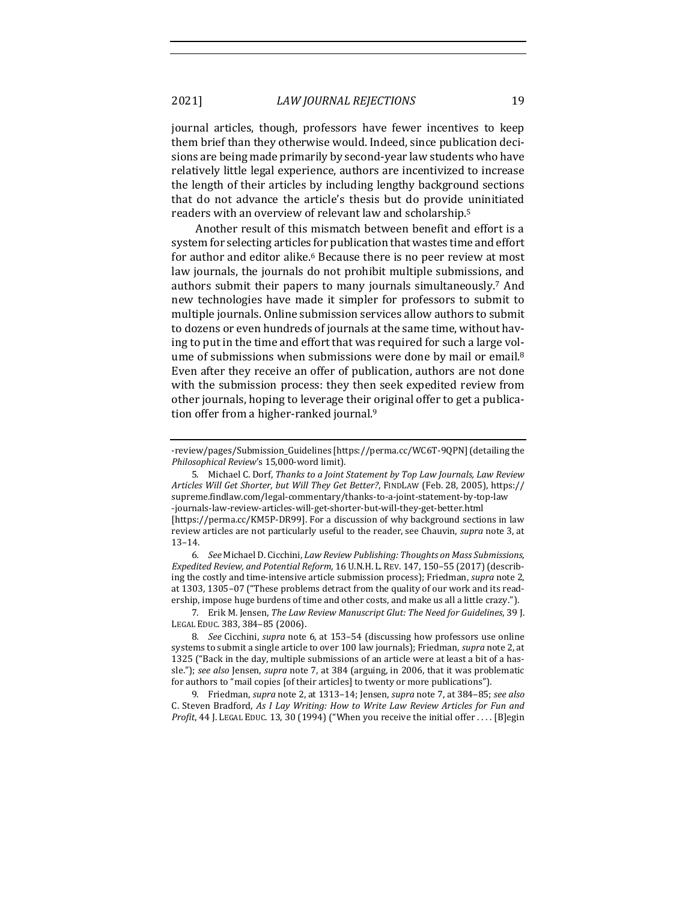journal articles, though, professors have fewer incentives to keep them brief than they otherwise would. Indeed, since publication decisions are being made primarily by second-year law students who have relatively little legal experience, authors are incentivized to increase the length of their articles by including lengthy background sections that do not advance the article's thesis but do provide uninitiated readers with an overview of relevant law and scholarship.[5]

Another result of this mismatch between benefit and effort is a system for selecting articles for publication that wastes time and effort for author and editor alike.[6] Because there is no peer review at most law journals, the journals do not prohibit multiple submissions, and authors submit their papers to many journals simultaneously.[7] And new technologies have made it simpler for professors to submit to multiple journals. Online submission services allow authors to submit to dozens or even hundreds of journals at the same time, without having to put in the time and effort that was required for such a large volume of submissions when submissions were done by mail or email.[8] Even after they receive an offer of publication, authors are not done with the submission process: they then seek expedited review from other journals, hoping to leverage their original offer to get a publication offer from a higher-ranked journal.[9]

---

-review/pages/Submission_Guidelines [https://perma.cc/WC6T-9QPN] (detailing the *Philosophical Review*'s 15,000-word limit).

5. Michael C. Dorf, *Thanks to a Joint Statement by Top Law Journals, Law Review Articles Will Get Shorter, but Will They Get Better?*, FINDLAW (Feb. 28, 2005), https://supreme.findlaw.com/legal-commentary/thanks-to-a-joint-statement-by-top-law-journals-law-review-articles-will-get-shorter-but-will-they-get-better.html [https://perma.cc/KM5P-DR99]. For a discussion of why background sections in law review articles are not particularly useful to the reader, see Chauvin, *supra* note 3, at 13–14.

6. *See* Michael D. Cicchini, *Law Review Publishing: Thoughts on Mass Submissions, Expedited Review, and Potential Reform*, 16 U.N.H. L. REV. 147, 150–55 (2017) (describing the costly and time-intensive article submission process); Friedman, *supra* note 2, at 1303, 1305–07 ("These problems detract from the quality of our work and its readership, impose huge burdens of time and other costs, and make us all a little crazy.").

7. Erik M. Jensen, *The Law Review Manuscript Glut: The Need for Guidelines*, 39 J. LEGAL EDUC. 383, 384–85 (2006).

8. *See* Cicchini, *supra* note 6, at 153–54 (discussing how professors use online systems to submit a single article to over 100 law journals); Friedman, *supra* note 2, at 1325 ("Back in the day, multiple submissions of an article were at least a bit of a hassle."); *see also* Jensen, *supra* note 7, at 384 (arguing, in 2006, that it was problematic for authors to "mail copies [of their articles] to twenty or more publications").

9. Friedman, *supra* note 2, at 1313–14; Jensen, *supra* note 7, at 384–85; *see also* C. Steven Bradford, *As I Lay Writing: How to Write Law Review Articles for Fun and Profit*, 44 J. LEGAL EDUC. 13, 30 (1994) ("When you receive the initial offer . . . . [B]egin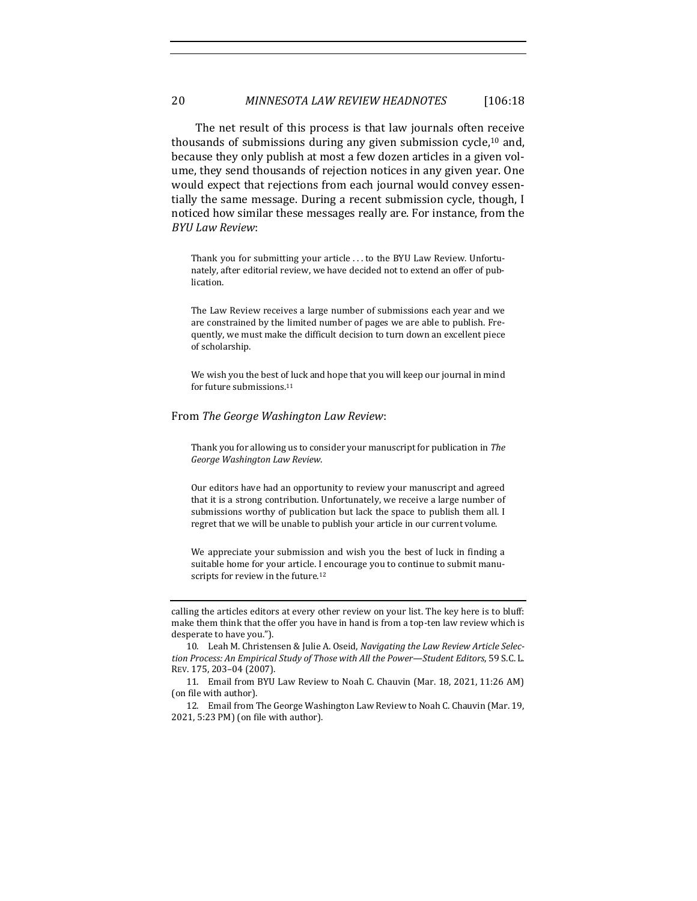The net result of this process is that law journals often receive thousands of submissions during any given submission cycle,[10] and, because they only publish at most a few dozen articles in a given volume, they send thousands of rejection notices in any given year. One would expect that rejections from each journal would convey essentially the same message. During a recent submission cycle, though, I noticed how similar these messages really are. For instance, from the *BYU Law Review*:

> Thank you for submitting your article . . . to the BYU Law Review. Unfortunately, after editorial review, we have decided not to extend an offer of publication.
>
> The Law Review receives a large number of submissions each year and we are constrained by the limited number of pages we are able to publish. Frequently, we must make the difficult decision to turn down an excellent piece of scholarship.
>
> We wish you the best of luck and hope that you will keep our journal in mind for future submissions.[11]

From *The George Washington Law Review*:

> Thank you for allowing us to consider your manuscript for publication in *The George Washington Law Review*.
>
> Our editors have had an opportunity to review your manuscript and agreed that it is a strong contribution. Unfortunately, we receive a large number of submissions worthy of publication but lack the space to publish them all. I regret that we will be unable to publish your article in our current volume.
>
> We appreciate your submission and wish you the best of luck in finding a suitable home for your article. I encourage you to continue to submit manuscripts for review in the future.[12]

---

calling the articles editors at every other review on your list. The key here is to bluff: make them think that the offer you have in hand is from a top-ten law review which is desperate to have you.").

10. Leah M. Christensen & Julie A. Oseid, *Navigating the Law Review Article Selection Process: An Empirical Study of Those with All the Power—Student Editors*, 59 S.C. L. REV. 175, 203–04 (2007).

11. Email from BYU Law Review to Noah C. Chauvin (Mar. 18, 2021, 11:26 AM) (on file with author).

12. Email from The George Washington Law Review to Noah C. Chauvin (Mar. 19, 2021, 5:23 PM) (on file with author).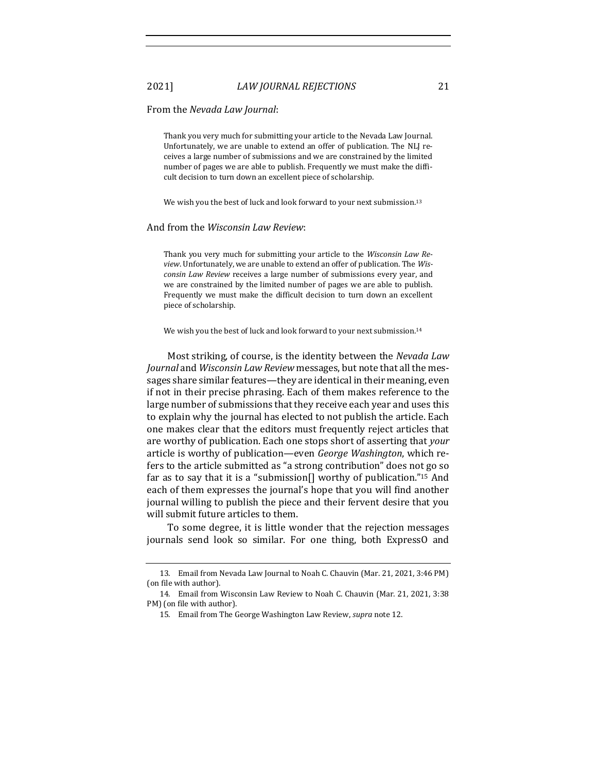From the *Nevada Law Journal*:

> Thank you very much for submitting your article to the Nevada Law Journal. Unfortunately, we are unable to extend an offer of publication. The NLJ receives a large number of submissions and we are constrained by the limited number of pages we are able to publish. Frequently we must make the difficult decision to turn down an excellent piece of scholarship.
>
> We wish you the best of luck and look forward to your next submission.[13]

And from the *Wisconsin Law Review*:

> Thank you very much for submitting your article to the *Wisconsin Law Review*. Unfortunately, we are unable to extend an offer of publication. The *Wisconsin Law Review* receives a large number of submissions every year, and we are constrained by the limited number of pages we are able to publish. Frequently we must make the difficult decision to turn down an excellent piece of scholarship.
>
> We wish you the best of luck and look forward to your next submission.[14]

Most striking, of course, is the identity between the *Nevada Law Journal* and *Wisconsin Law Review* messages, but note that all the messages share similar features—they are identical in their meaning, even if not in their precise phrasing. Each of them makes reference to the large number of submissions that they receive each year and uses this to explain why the journal has elected to not publish the article. Each one makes clear that the editors must frequently reject articles that are worthy of publication. Each one stops short of asserting that *your* article is worthy of publication—even *George Washington*, which refers to the article submitted as "a strong contribution" does not go so far as to say that it is a "submission[] worthy of publication."[15] And each of them expresses the journal's hope that you will find another journal willing to publish the piece and their fervent desire that you will submit future articles to them.

To some degree, it is little wonder that the rejection messages journals send look so similar. For one thing, both ExpressO and

---

13. Email from Nevada Law Journal to Noah C. Chauvin (Mar. 21, 2021, 3:46 PM) (on file with author).

14. Email from Wisconsin Law Review to Noah C. Chauvin (Mar. 21, 2021, 3:38 PM) (on file with author).

15. Email from The George Washington Law Review, *supra* note 12.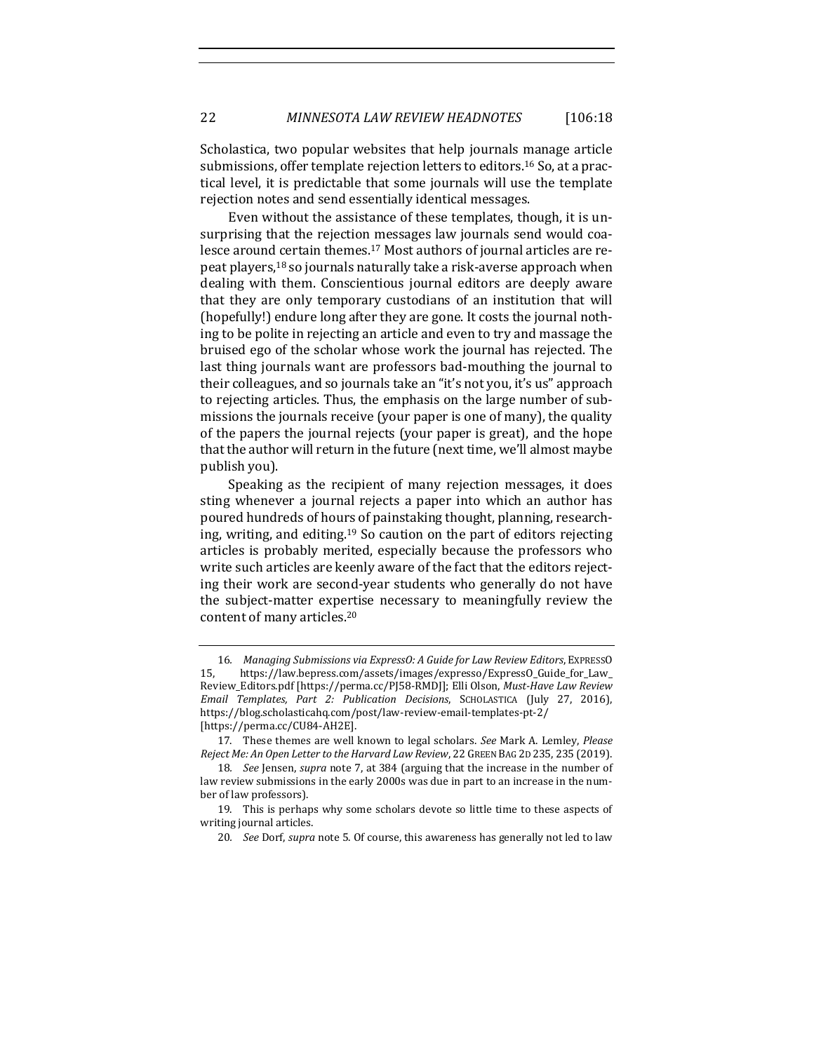Scholastica, two popular websites that help journals manage article submissions, offer template rejection letters to editors.[16] So, at a practical level, it is predictable that some journals will use the template rejection notes and send essentially identical messages.

Even without the assistance of these templates, though, it is unsurprising that the rejection messages law journals send would coalesce around certain themes.[17] Most authors of journal articles are repeat players,[18] so journals naturally take a risk-averse approach when dealing with them. Conscientious journal editors are deeply aware that they are only temporary custodians of an institution that will (hopefully!) endure long after they are gone. It costs the journal nothing to be polite in rejecting an article and even to try and massage the bruised ego of the scholar whose work the journal has rejected. The last thing journals want are professors bad-mouthing the journal to their colleagues, and so journals take an "it's not you, it's us" approach to rejecting articles. Thus, the emphasis on the large number of submissions the journals receive (your paper is one of many), the quality of the papers the journal rejects (your paper is great), and the hope that the author will return in the future (next time, we'll almost maybe publish you).

Speaking as the recipient of many rejection messages, it does sting whenever a journal rejects a paper into which an author has poured hundreds of hours of painstaking thought, planning, researching, writing, and editing.[19] So caution on the part of editors rejecting articles is probably merited, especially because the professors who write such articles are keenly aware of the fact that the editors rejecting their work are second-year students who generally do not have the subject-matter expertise necessary to meaningfully review the content of many articles.[20]

---

16. *Managing Submissions via ExpressO: A Guide for Law Review Editors*, EXPRESSO 15, https://law.bepress.com/assets/images/expresso/ExpressO_Guide_for_Law_Review_Editors.pdf [https://perma.cc/PJ58-RMDJ]; Elli Olson, *Must-Have Law Review Email Templates, Part 2: Publication Decisions*, SCHOLASTICA (July 27, 2016), https://blog.scholasticahq.com/post/law-review-email-templates-pt-2/ [https://perma.cc/CU84-AH2E].

17. These themes are well known to legal scholars. *See* Mark A. Lemley, *Please Reject Me: An Open Letter to the Harvard Law Review*, 22 GREEN BAG 2D 235, 235 (2019).

18. *See* Jensen, *supra* note 7, at 384 (arguing that the increase in the number of law review submissions in the early 2000s was due in part to an increase in the number of law professors).

19. This is perhaps why some scholars devote so little time to these aspects of writing journal articles.

20. *See* Dorf, *supra* note 5. Of course, this awareness has generally not led to law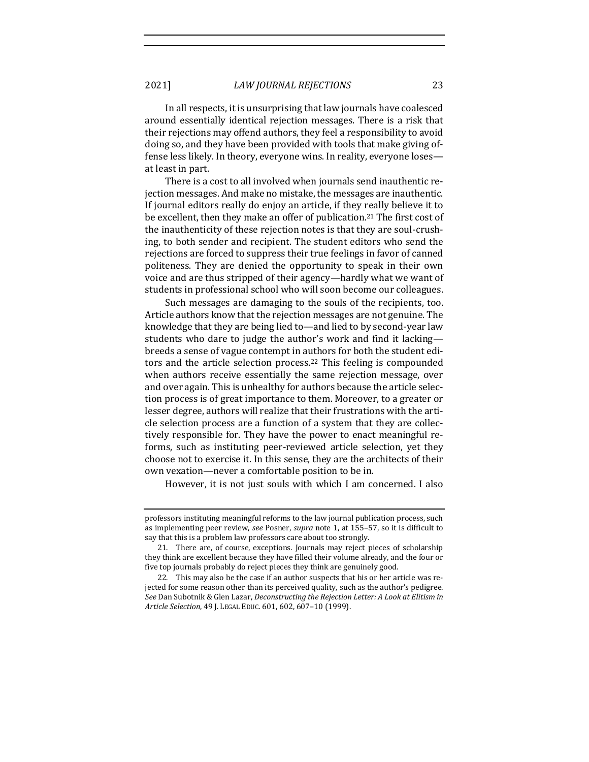In all respects, it is unsurprising that law journals have coalesced around essentially identical rejection messages. There is a risk that their rejections may offend authors, they feel a responsibility to avoid doing so, and they have been provided with tools that make giving offense less likely. In theory, everyone wins. In reality, everyone loses—at least in part.

There is a cost to all involved when journals send inauthentic rejection messages. And make no mistake, the messages are inauthentic. If journal editors really do enjoy an article, if they really believe it to be excellent, then they make an offer of publication.[21] The first cost of the inauthenticity of these rejection notes is that they are soul-crushing, to both sender and recipient. The student editors who send the rejections are forced to suppress their true feelings in favor of canned politeness. They are denied the opportunity to speak in their own voice and are thus stripped of their agency—hardly what we want of students in professional school who will soon become our colleagues.

Such messages are damaging to the souls of the recipients, too. Article authors know that the rejection messages are not genuine. The knowledge that they are being lied to—and lied to by second-year law students who dare to judge the author's work and find it lacking—breeds a sense of vague contempt in authors for both the student editors and the article selection process.[22] This feeling is compounded when authors receive essentially the same rejection message, over and over again. This is unhealthy for authors because the article selection process is of great importance to them. Moreover, to a greater or lesser degree, authors will realize that their frustrations with the article selection process are a function of a system that they are collectively responsible for. They have the power to enact meaningful reforms, such as instituting peer-reviewed article selection, yet they choose not to exercise it. In this sense, they are the architects of their own vexation—never a comfortable position to be in.

However, it is not just souls with which I am concerned. I also

---

professors instituting meaningful reforms to the law journal publication process, such as implementing peer review, *see* Posner, *supra* note 1, at 155–57, so it is difficult to say that this is a problem law professors care about too strongly.

21. There are, of course, exceptions. Journals may reject pieces of scholarship they think are excellent because they have filled their volume already, and the four or five top journals probably do reject pieces they think are genuinely good.

22. This may also be the case if an author suspects that his or her article was rejected for some reason other than its perceived quality, such as the author's pedigree. *See* Dan Subotnik & Glen Lazar, *Deconstructing the Rejection Letter: A Look at Elitism in Article Selection*, 49 J. LEGAL EDUC. 601, 602, 607–10 (1999).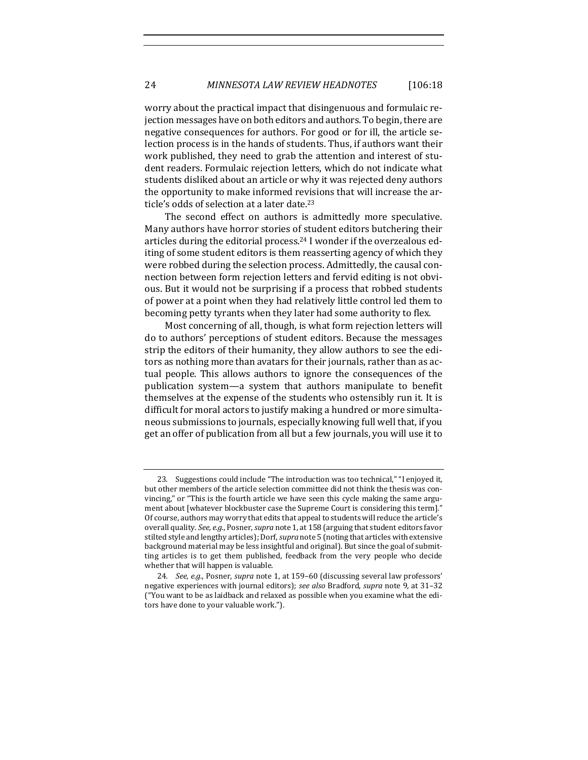worry about the practical impact that disingenuous and formulaic rejection messages have on both editors and authors. To begin, there are negative consequences for authors. For good or for ill, the article selection process is in the hands of students. Thus, if authors want their work published, they need to grab the attention and interest of student readers. Formulaic rejection letters, which do not indicate what students disliked about an article or why it was rejected deny authors the opportunity to make informed revisions that will increase the article's odds of selection at a later date.[23]

The second effect on authors is admittedly more speculative. Many authors have horror stories of student editors butchering their articles during the editorial process.[24] I wonder if the overzealous editing of some student editors is them reasserting agency of which they were robbed during the selection process. Admittedly, the causal connection between form rejection letters and fervid editing is not obvious. But it would not be surprising if a process that robbed students of power at a point when they had relatively little control led them to becoming petty tyrants when they later had some authority to flex.

Most concerning of all, though, is what form rejection letters will do to authors' perceptions of student editors. Because the messages strip the editors of their humanity, they allow authors to see the editors as nothing more than avatars for their journals, rather than as actual people. This allows authors to ignore the consequences of the publication system—a system that authors manipulate to benefit themselves at the expense of the students who ostensibly run it. It is difficult for moral actors to justify making a hundred or more simultaneous submissions to journals, especially knowing full well that, if you get an offer of publication from all but a few journals, you will use it to

---

23. Suggestions could include "The introduction was too technical," "I enjoyed it, but other members of the article selection committee did not think the thesis was convincing," or "This is the fourth article we have seen this cycle making the same argument about [whatever blockbuster case the Supreme Court is considering this term]." Of course, authors may worry that edits that appeal to students will reduce the article's overall quality. *See, e.g.*, Posner, *supra* note 1, at 158 (arguing that student editors favor stilted style and lengthy articles); Dorf, *supra* note 5 (noting that articles with extensive background material may be less insightful and original). But since the goal of submitting articles is to get them published, feedback from the very people who decide whether that will happen is valuable.

24. *See, e.g.*, Posner, *supra* note 1, at 159–60 (discussing several law professors' negative experiences with journal editors); *see also* Bradford, *supra* note 9, at 31–32 ("You want to be as laidback and relaxed as possible when you examine what the editors have done to your valuable work.").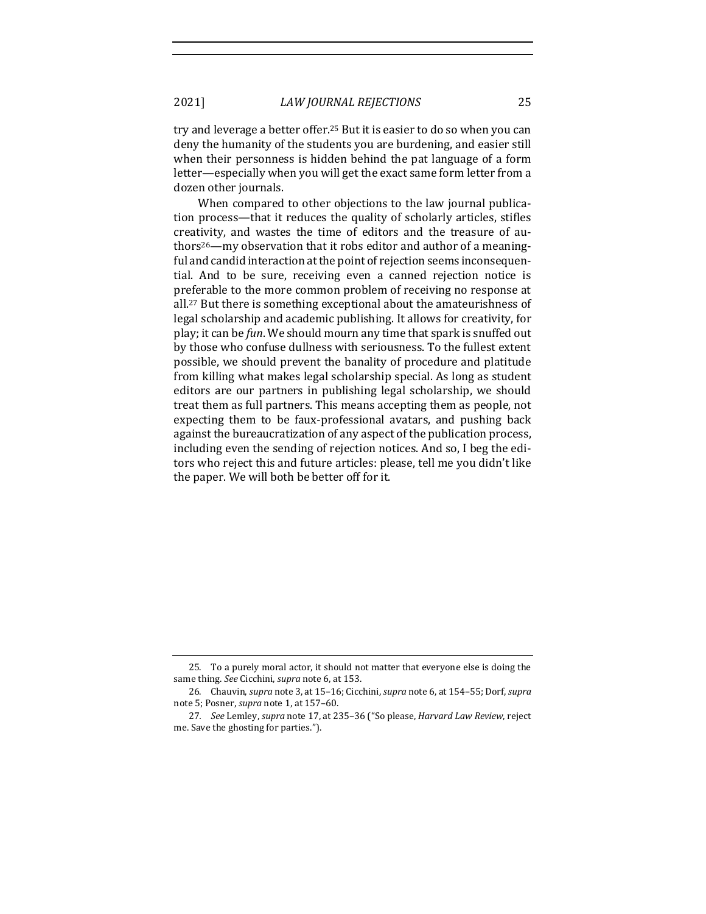try and leverage a better offer.[25] But it is easier to do so when you can deny the humanity of the students you are burdening, and easier still when their personness is hidden behind the pat language of a form letter—especially when you will get the exact same form letter from a dozen other journals.

When compared to other objections to the law journal publication process—that it reduces the quality of scholarly articles, stifles creativity, and wastes the time of editors and the treasure of authors[26]—my observation that it robs editor and author of a meaningful and candid interaction at the point of rejection seems inconsequential. And to be sure, receiving even a canned rejection notice is preferable to the more common problem of receiving no response at all.[27] But there is something exceptional about the amateurishness of legal scholarship and academic publishing. It allows for creativity, for play; it can be *fun*. We should mourn any time that spark is snuffed out by those who confuse dullness with seriousness. To the fullest extent possible, we should prevent the banality of procedure and platitude from killing what makes legal scholarship special. As long as student editors are our partners in publishing legal scholarship, we should treat them as full partners. This means accepting them as people, not expecting them to be faux-professional avatars, and pushing back against the bureaucratization of any aspect of the publication process, including even the sending of rejection notices. And so, I beg the editors who reject this and future articles: please, tell me you didn't like the paper. We will both be better off for it.

---

25. To a purely moral actor, it should not matter that everyone else is doing the same thing. *See* Cicchini, *supra* note 6, at 153.

26. Chauvin, *supra* note 3, at 15–16; Cicchini, *supra* note 6, at 154–55; Dorf, *supra* note 5; Posner, *supra* note 1, at 157–60.

27. *See* Lemley, *supra* note 17, at 235–36 ("So please, *Harvard Law Review*, reject me. Save the ghosting for parties.").